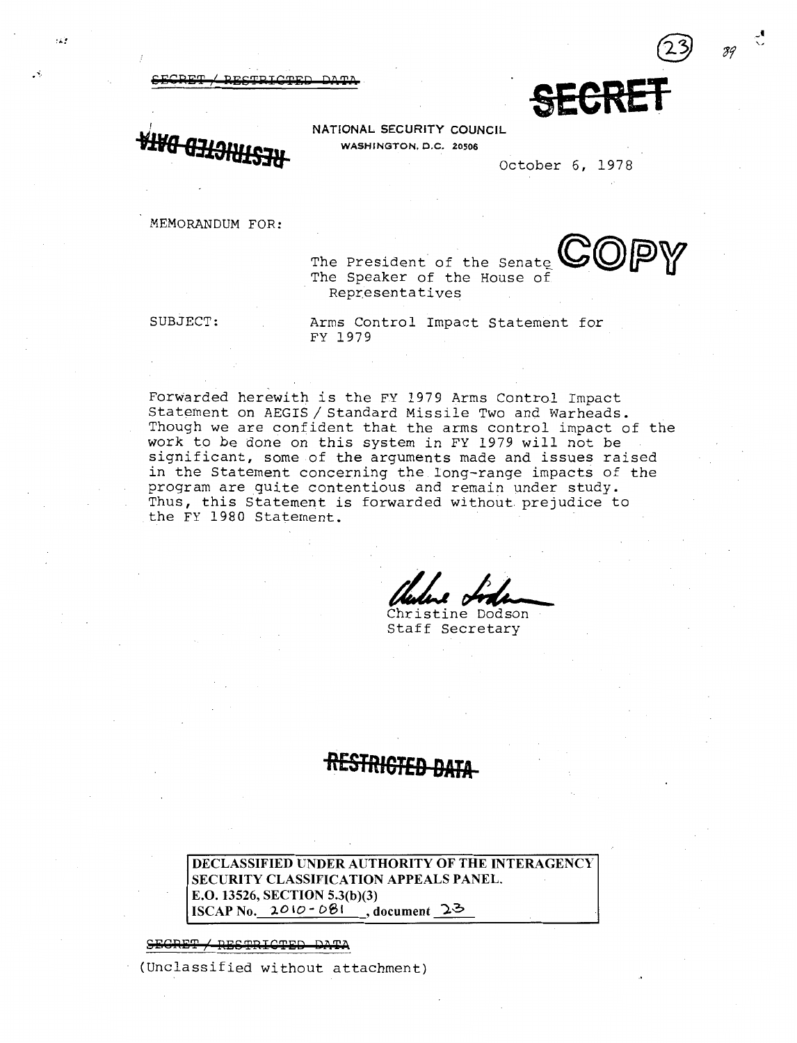~~SECRET / RESTRICTED DATA~~

~~SECRET~~

~~RESTRICTED DATA~~

NATIONAL SECURITY COUNCIL
WASHINGTON, D.C. 20506

October 6, 1978

COPY

MEMORANDUM FOR:

The President of the Senate
The Speaker of the House of Representatives

SUBJECT: Arms Control Impact Statement for FY 1979

Forwarded herewith is the FY 1979 Arms Control Impact Statement on AEGIS / Standard Missile Two and Warheads. Though we are confident that the arms control impact of the work to be done on this system in FY 1979 will not be significant, some of the arguments made and issues raised in the Statement concerning the long-range impacts of the program are quite contentious and remain under study. Thus, this Statement is forwarded without prejudice to the FY 1980 Statement.

Christine Dodson
Staff Secretary

~~RESTRICTED DATA~~

**DECLASSIFIED UNDER AUTHORITY OF THE INTERAGENCY SECURITY CLASSIFICATION APPEALS PANEL.**
**E.O. 13526, SECTION 5.3(b)(3)**
**ISCAP No. 2010-081, document 23**

~~SECRET / RESTRICTED DATA~~

(Unclassified without attachment)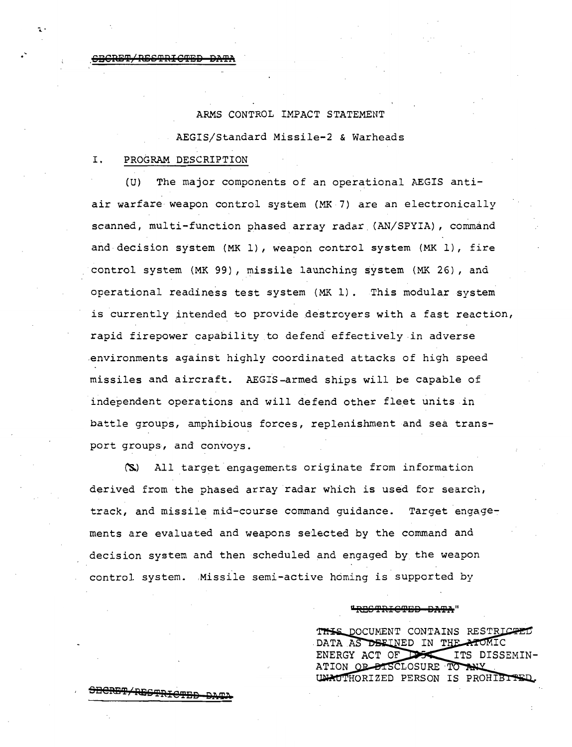SECRET/RESTRICTED DATA

ARMS CONTROL IMPACT STATEMENT

AEGIS/Standard Missile-2 & Warheads

I. PROGRAM DESCRIPTION

(U) The major components of an operational AEGIS anti-air warfare weapon control system (MK 7) are an electronically scanned, multi-function phased array radar (AN/SPYIA), command and decision system (MK 1), weapon control system (MK 1), fire control system (MK 99), missile launching system (MK 26), and operational readiness test system (MK 1). This modular system is currently intended to provide destroyers with a fast reaction, rapid firepower capability to defend effectively in adverse environments against highly coordinated attacks of high speed missiles and aircraft. AEGIS-armed ships will be capable of independent operations and will defend other fleet units in battle groups, amphibious forces, replenishment and sea transport groups, and convoys.

(S) All target engagements originate from information derived from the phased array radar which is used for search, track, and missile mid-course command guidance. Target engagements are evaluated and weapons selected by the command and decision system and then scheduled and engaged by the weapon control system. Missile semi-active homing is supported by

"RESTRICTED DATA"

THIS DOCUMENT CONTAINS RESTRICTED DATA AS DEFINED IN THE ATOMIC ENERGY ACT OF 1954. ITS DISSEMINATION OR DISCLOSURE TO ANY UNAUTHORIZED PERSON IS PROHIBITED.

SECRET/RESTRICTED DATA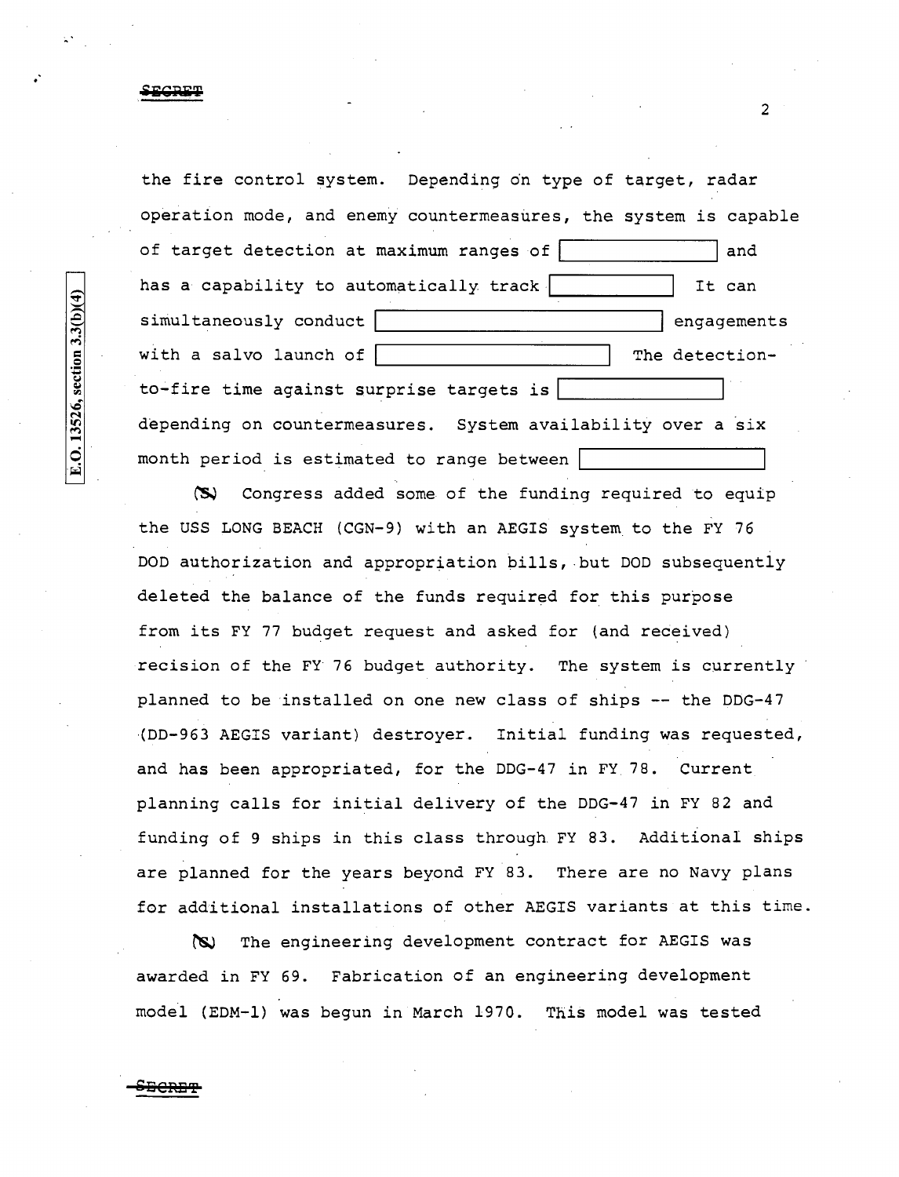the fire control system. Depending on type of target, radar operation mode, and enemy countermeasures, the system is capable of target detection at maximum ranges of [          ] and has a capability to automatically track [          ] It can simultaneously conduct [          ] engagements with a salvo launch of [          ] The detection-to-fire time against surprise targets is [          ] depending on countermeasures. System availability over a six month period is estimated to range between [          ]

E.O. 13526, section 3.3(b)(4)

(S) Congress added some of the funding required to equip the USS LONG BEACH (CGN-9) with an AEGIS system to the FY 76 DOD authorization and appropriation bills, but DOD subsequently deleted the balance of the funds required for this purpose from its FY 77 budget request and asked for (and received) recision of the FY 76 budget authority. The system is currently planned to be installed on one new class of ships -- the DDG-47 (DD-963 AEGIS variant) destroyer. Initial funding was requested, and has been appropriated, for the DDG-47 in FY 78. Current planning calls for initial delivery of the DDG-47 in FY 82 and funding of 9 ships in this class through FY 83. Additional ships are planned for the years beyond FY 83. There are no Navy plans for additional installations of other AEGIS variants at this time.

(S) The engineering development contract for AEGIS was awarded in FY 69. Fabrication of an engineering development model (EDM-1) was begun in March 1970. This model was tested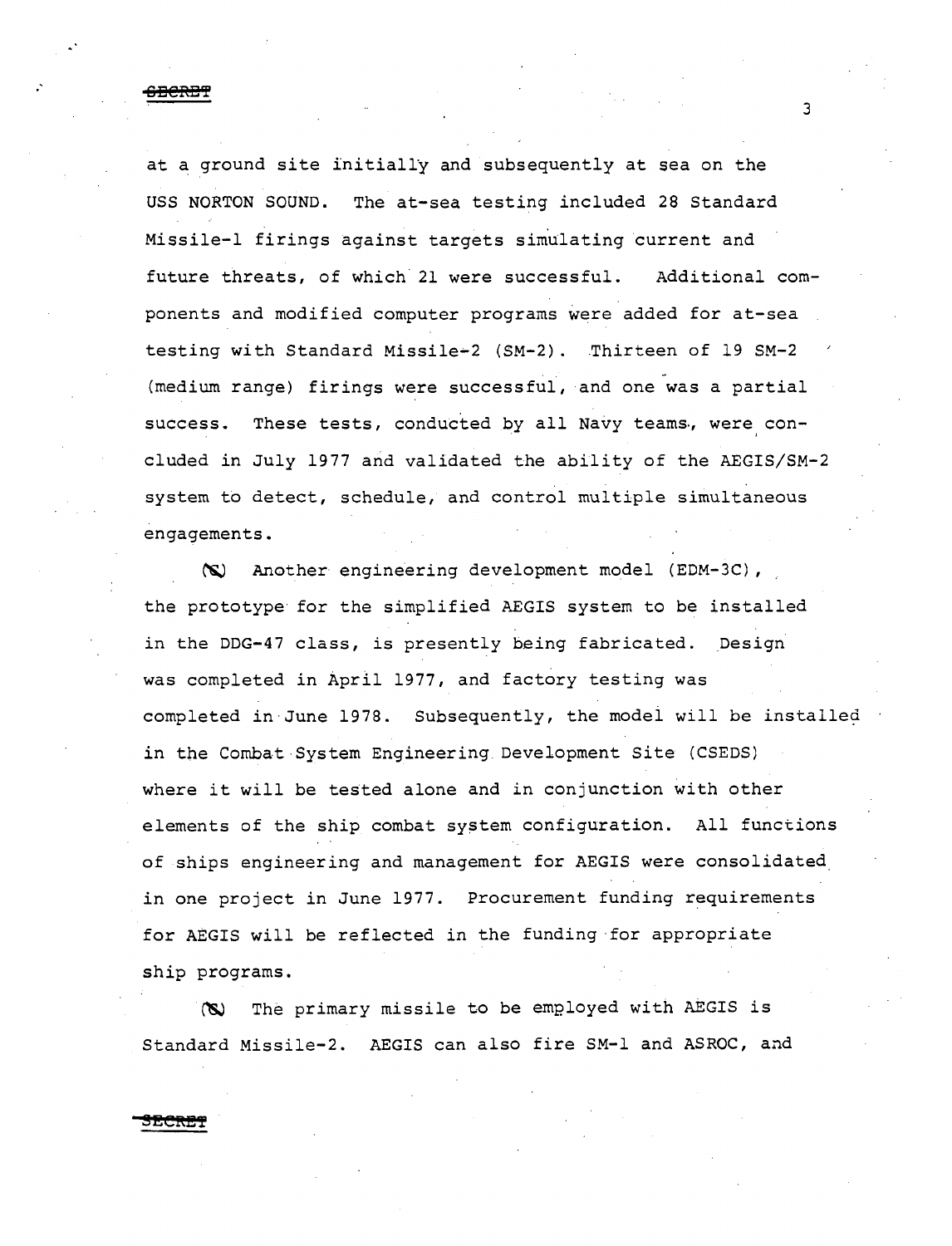at a ground site initially and subsequently at sea on the USS NORTON SOUND. The at-sea testing included 28 Standard Missile-1 firings against targets simulating current and future threats, of which 21 were successful. Additional components and modified computer programs were added for at-sea testing with Standard Missile-2 (SM-2). Thirteen of 19 SM-2 (medium range) firings were successful, and one was a partial success. These tests, conducted by all Navy teams, were concluded in July 1977 and validated the ability of the AEGIS/SM-2 system to detect, schedule, and control multiple simultaneous engagements.

(S) Another engineering development model (EDM-3C), the prototype for the simplified AEGIS system to be installed in the DDG-47 class, is presently being fabricated. Design was completed in April 1977, and factory testing was completed in June 1978. Subsequently, the model will be installed in the Combat System Engineering Development Site (CSEDS) where it will be tested alone and in conjunction with other elements of the ship combat system configuration. All functions of ships engineering and management for AEGIS were consolidated in one project in June 1977. Procurement funding requirements for AEGIS will be reflected in the funding for appropriate ship programs.

(S) The primary missile to be employed with AEGIS is Standard Missile-2. AEGIS can also fire SM-1 and ASROC, and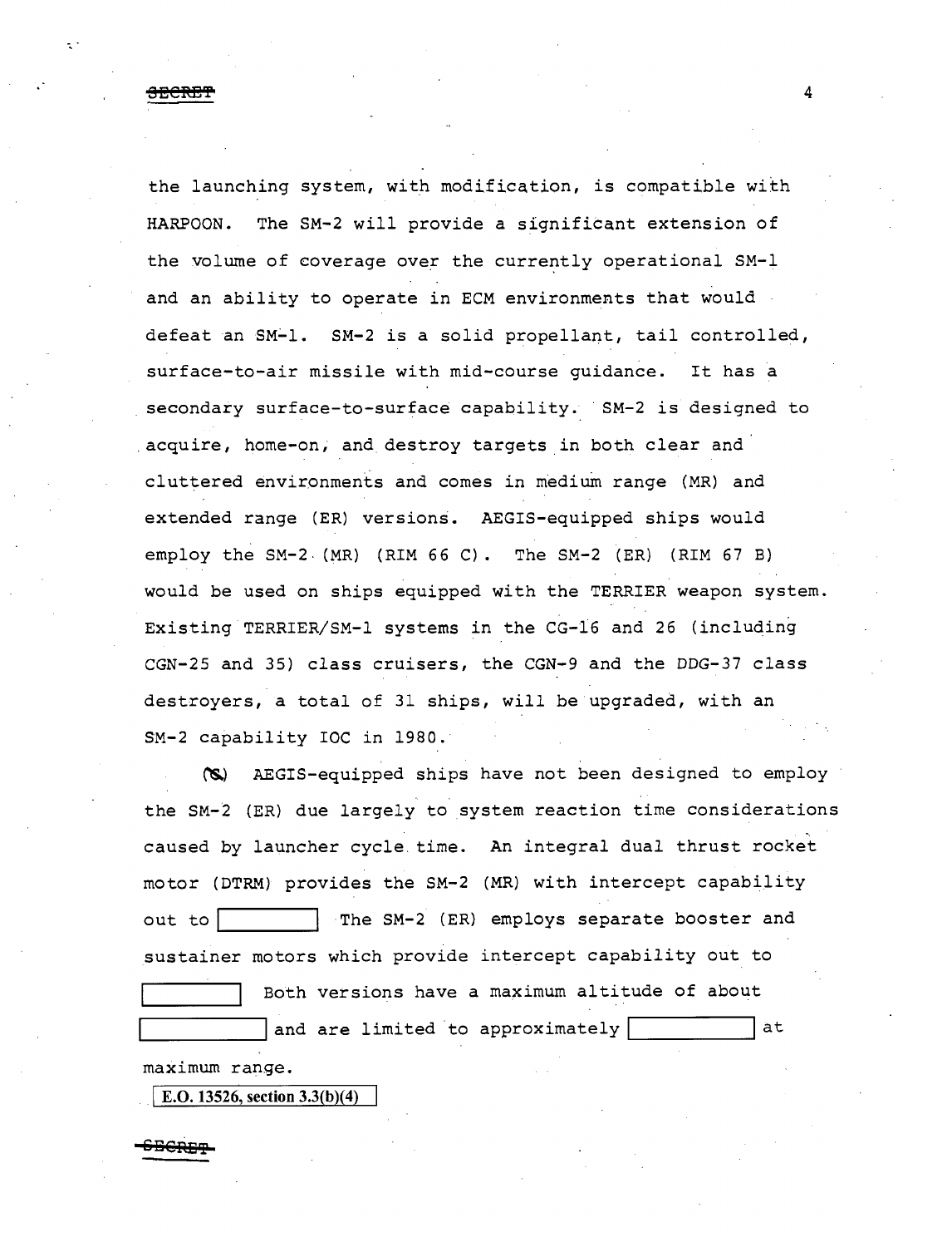the launching system, with modification, is compatible with HARPOON. The SM-2 will provide a significant extension of the volume of coverage over the currently operational SM-1 and an ability to operate in ECM environments that would defeat an SM-1. SM-2 is a solid propellant, tail controlled, surface-to-air missile with mid-course guidance. It has a secondary surface-to-surface capability. SM-2 is designed to acquire, home-on, and destroy targets in both clear and cluttered environments and comes in medium range (MR) and extended range (ER) versions. AEGIS-equipped ships would employ the SM-2 (MR) (RIM 66 C). The SM-2 (ER) (RIM 67 B) would be used on ships equipped with the TERRIER weapon system. Existing TERRIER/SM-1 systems in the CG-16 and 26 (including CGN-25 and 35) class cruisers, the CGN-9 and the DDG-37 class destroyers, a total of 31 ships, will be upgraded, with an SM-2 capability IOC in 1980.

(S) AEGIS-equipped ships have not been designed to employ the SM-2 (ER) due largely to system reaction time considerations caused by launcher cycle time. An integral dual thrust rocket motor (DTRM) provides the SM-2 (MR) with intercept capability out to [redacted] The SM-2 (ER) employs separate booster and sustainer motors which provide intercept capability out to [redacted] Both versions have a maximum altitude of about [redacted] and are limited to approximately [redacted] at maximum range.

E.O. 13526, section 3.3(b)(4)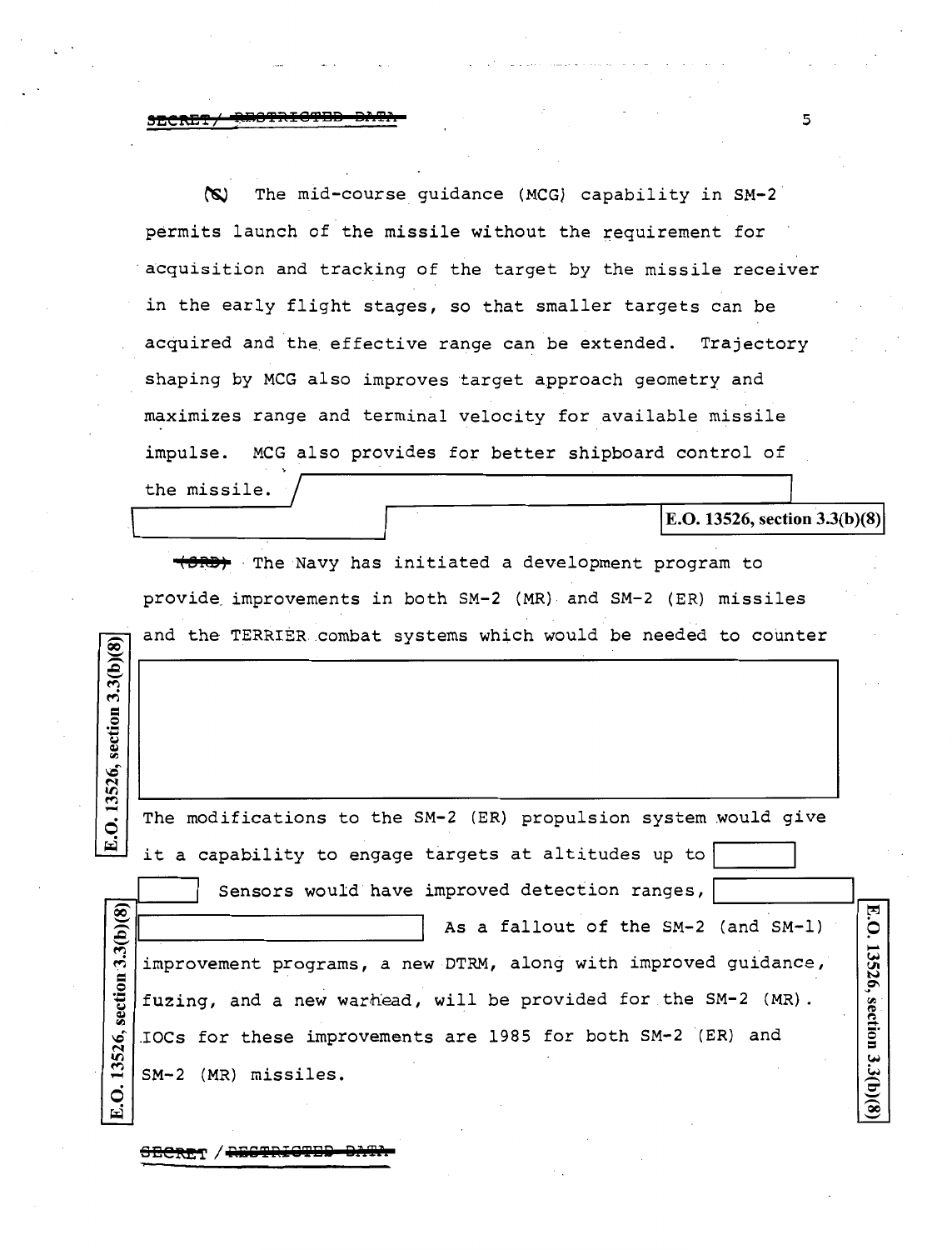(S) The mid-course guidance (MCG) capability in SM-2 permits launch of the missile without the requirement for acquisition and tracking of the target by the missile receiver in the early flight stages, so that smaller targets can be acquired and the effective range can be extended. Trajectory shaping by MCG also improves target approach geometry and maximizes range and terminal velocity for available missile impulse. MCG also provides for better shipboard control of the missile. [E.O. 13526, section 3.3(b)(8)]

~~(SRD)~~ The Navy has initiated a development program to provide improvements in both SM-2 (MR) and SM-2 (ER) missiles and the TERRIER combat systems which would be needed to counter [E.O. 13526, section 3.3(b)(8)]

The modifications to the SM-2 (ER) propulsion system would give it a capability to engage targets at altitudes up to [ ] [ ] Sensors would have improved detection ranges, [ ] [ ] As a fallout of the SM-2 (and SM-1) improvement programs, a new DTRM, along with improved guidance, fuzing, and a new warhead, will be provided for the SM-2 (MR). IOCs for these improvements are 1985 for both SM-2 (ER) and SM-2 (MR) missiles. [E.O. 13526, section 3.3(b)(8)]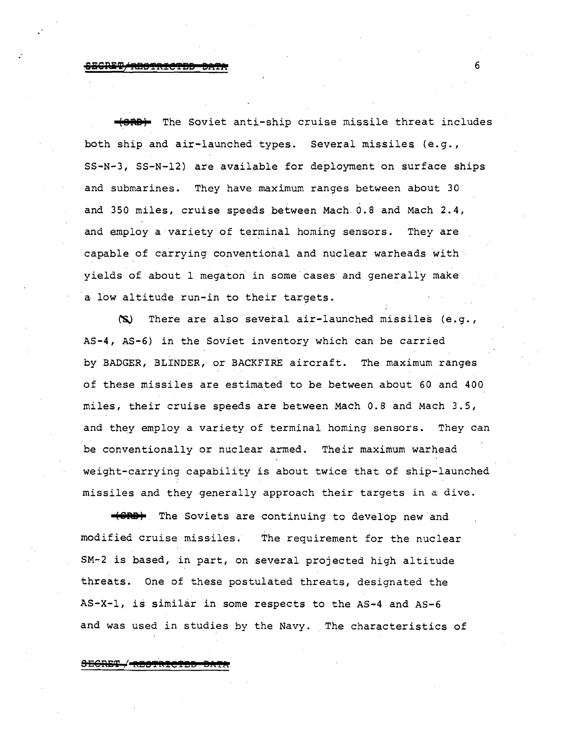~~(SRD)~~ The Soviet anti-ship cruise missile threat includes both ship and air-launched types. Several missiles (e.g., SS-N-3, SS-N-12) are available for deployment on surface ships and submarines. They have maximum ranges between about 30 and 350 miles, cruise speeds between Mach 0.8 and Mach 2.4, and employ a variety of terminal homing sensors. They are capable of carrying conventional and nuclear warheads with yields of about 1 megaton in some cases and generally make a low altitude run-in to their targets.

(S) There are also several air-launched missiles (e.g., AS-4, AS-6) in the Soviet inventory which can be carried by BADGER, BLINDER, or BACKFIRE aircraft. The maximum ranges of these missiles are estimated to be between about 60 and 400 miles, their cruise speeds are between Mach 0.8 and Mach 3.5, and they employ a variety of terminal homing sensors. They can be conventionally or nuclear armed. Their maximum warhead weight-carrying capability is about twice that of ship-launched missiles and they generally approach their targets in a dive.

~~(SRD)~~ The Soviets are continuing to develop new and modified cruise missiles. The requirement for the nuclear SM-2 is based, in part, on several projected high altitude threats. One of these postulated threats, designated the AS-X-1, is similar in some respects to the AS-4 and AS-6 and was used in studies by the Navy. The characteristics of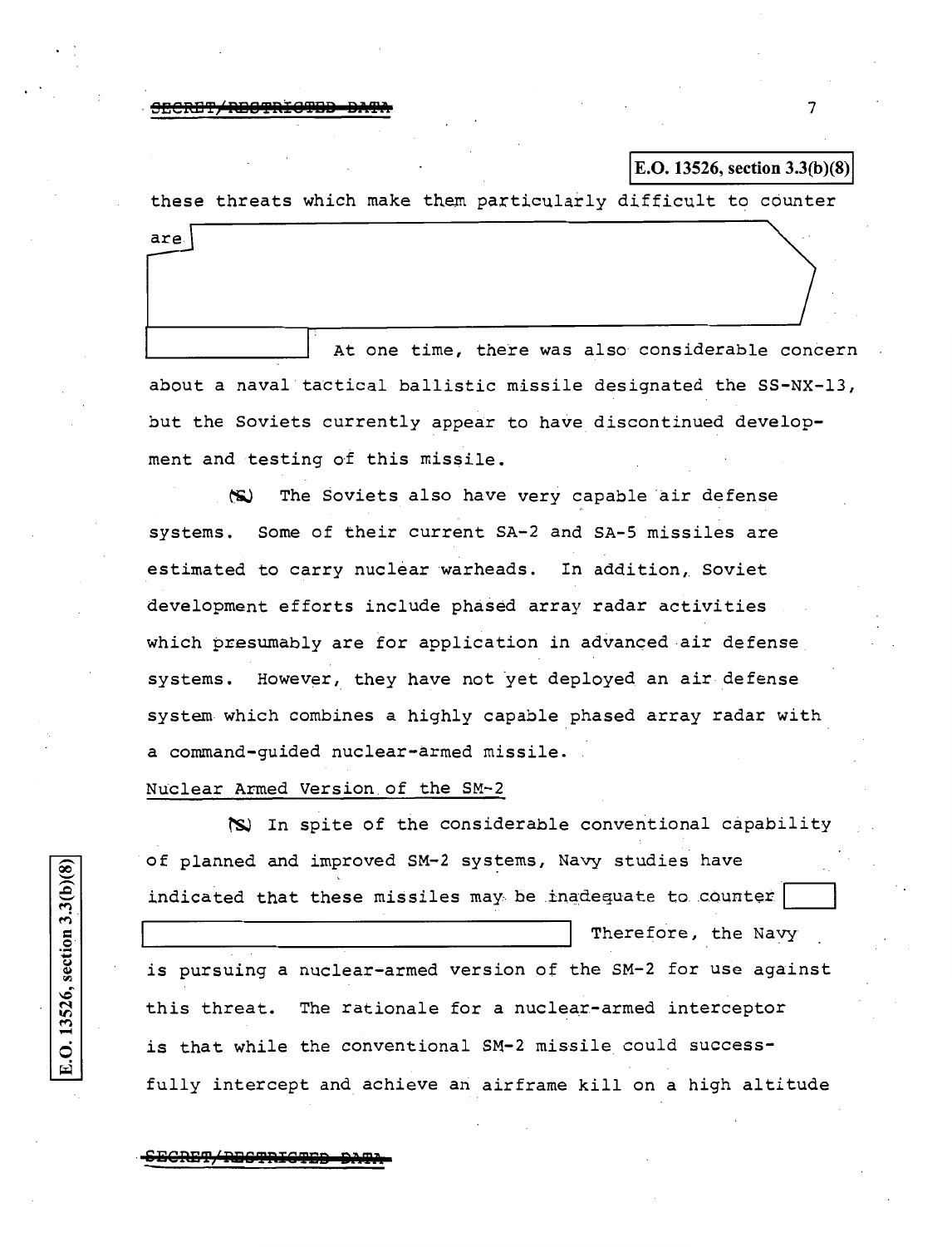E.O. 13526, section 3.3(b)(8)

these threats which make them particularly difficult to counter are [redacted] At one time, there was also considerable concern about a naval tactical ballistic missile designated the SS-NX-13, but the Soviets currently appear to have discontinued development and testing of this missile.

(S) The Soviets also have very capable air defense systems. Some of their current SA-2 and SA-5 missiles are estimated to carry nuclear warheads. In addition, Soviet development efforts include phased array radar activities which presumably are for application in advanced air defense systems. However, they have not yet deployed an air defense system which combines a highly capable phased array radar with a command-guided nuclear-armed missile.

Nuclear Armed Version of the SM-2

(S) In spite of the considerable conventional capability of planned and improved SM-2 systems, Navy studies have indicated that these missiles may be inadequate to counter [redacted] Therefore, the Navy is pursuing a nuclear-armed version of the SM-2 for use against this threat. The rationale for a nuclear-armed interceptor is that while the conventional SM-2 missile could successfully intercept and achieve an airframe kill on a high altitude

E.O. 13526, section 3.3(b)(8)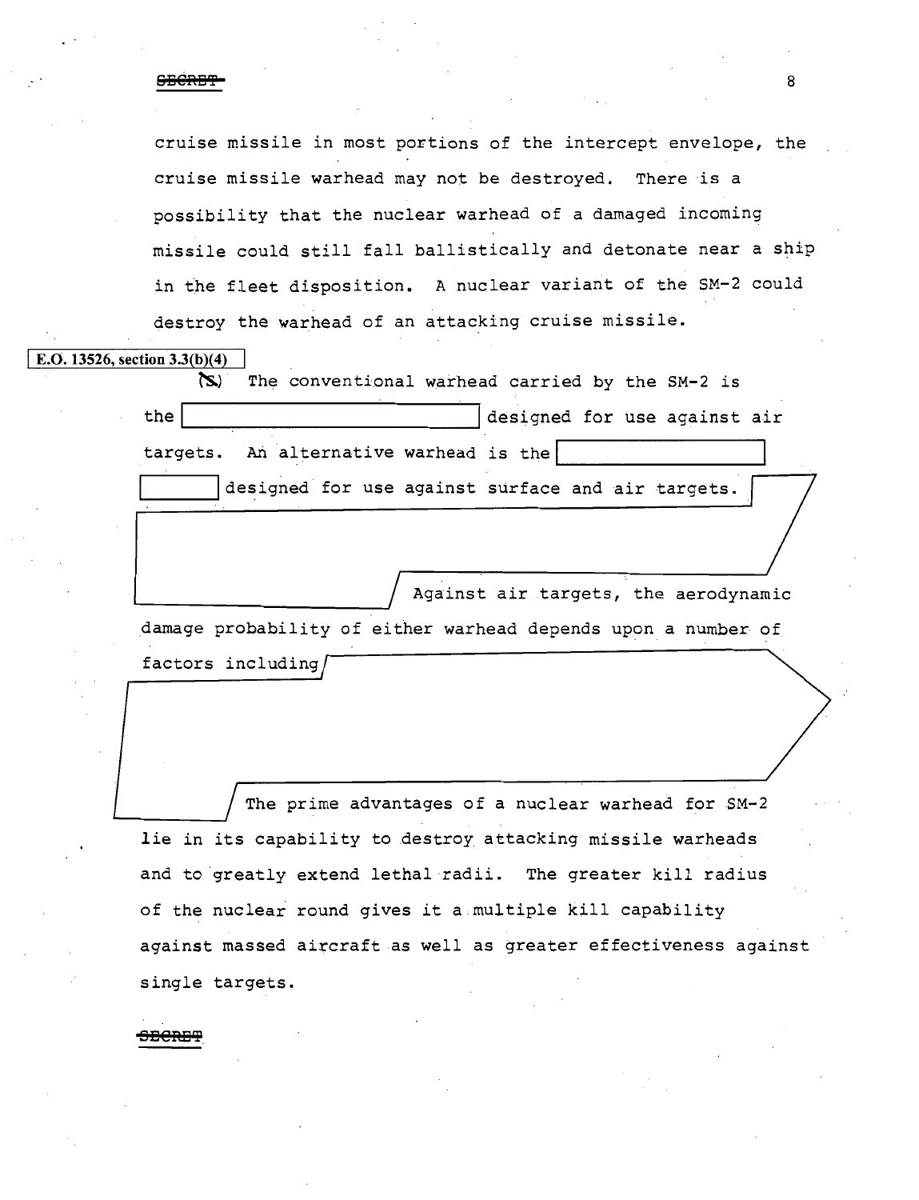cruise missile in most portions of the intercept envelope, the cruise missile warhead may not be destroyed. There is a possibility that the nuclear warhead of a damaged incoming missile could still fall ballistically and detonate near a ship in the fleet disposition. A nuclear variant of the SM-2 could destroy the warhead of an attacking cruise missile.

E.O. 13526, section 3.3(b)(4)

(S) The conventional warhead carried by the SM-2 is the [redacted] designed for use against air targets. An alternative warhead is the [redacted] designed for use against surface and air targets. [redacted] Against air targets, the aerodynamic damage probability of either warhead depends upon a number of factors including [redacted] The prime advantages of a nuclear warhead for SM-2 lie in its capability to destroy attacking missile warheads and to greatly extend lethal radii. The greater kill radius of the nuclear round gives it a multiple kill capability against massed aircraft as well as greater effectiveness against single targets.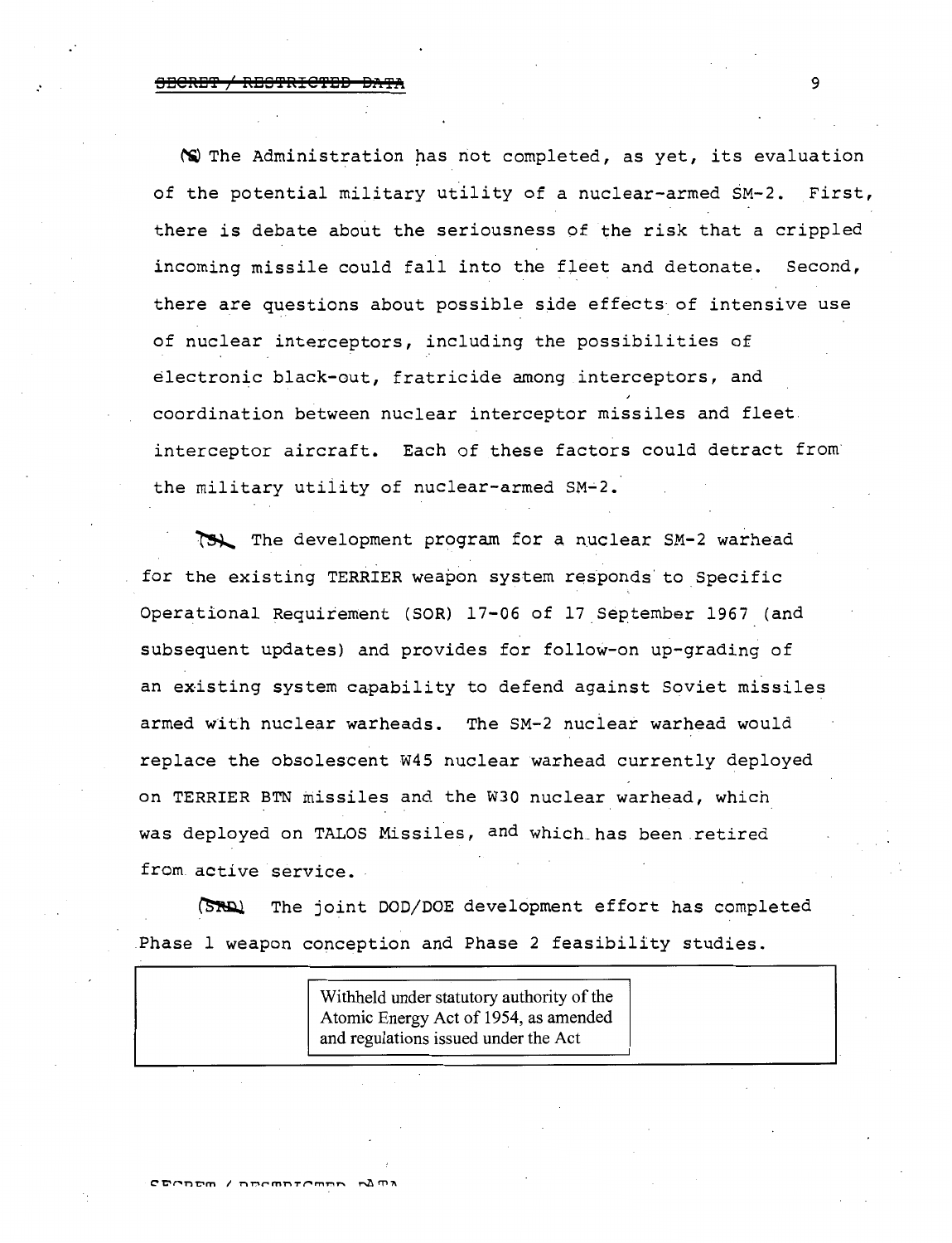(S) The Administration has not completed, as yet, its evaluation of the potential military utility of a nuclear-armed SM-2. First, there is debate about the seriousness of the risk that a crippled incoming missile could fall into the fleet and detonate. Second, there are questions about possible side effects of intensive use of nuclear interceptors, including the possibilities of electronic black-out, fratricide among interceptors, and coordination between nuclear interceptor missiles and fleet interceptor aircraft. Each of these factors could detract from the military utility of nuclear-armed SM-2.

(S) The development program for a nuclear SM-2 warhead for the existing TERRIER weapon system responds to Specific Operational Requirement (SOR) 17-06 of 17 September 1967 (and subsequent updates) and provides for follow-on up-grading of an existing system capability to defend against Soviet missiles armed with nuclear warheads. The SM-2 nuclear warhead would replace the obsolescent W45 nuclear warhead currently deployed on TERRIER BTN missiles and the W30 nuclear warhead, which was deployed on TALOS Missiles, and which has been retired from active service.

(SRD) The joint DOD/DOE development effort has completed Phase 1 weapon conception and Phase 2 feasibility studies.

Withheld under statutory authority of the Atomic Energy Act of 1954, as amended and regulations issued under the Act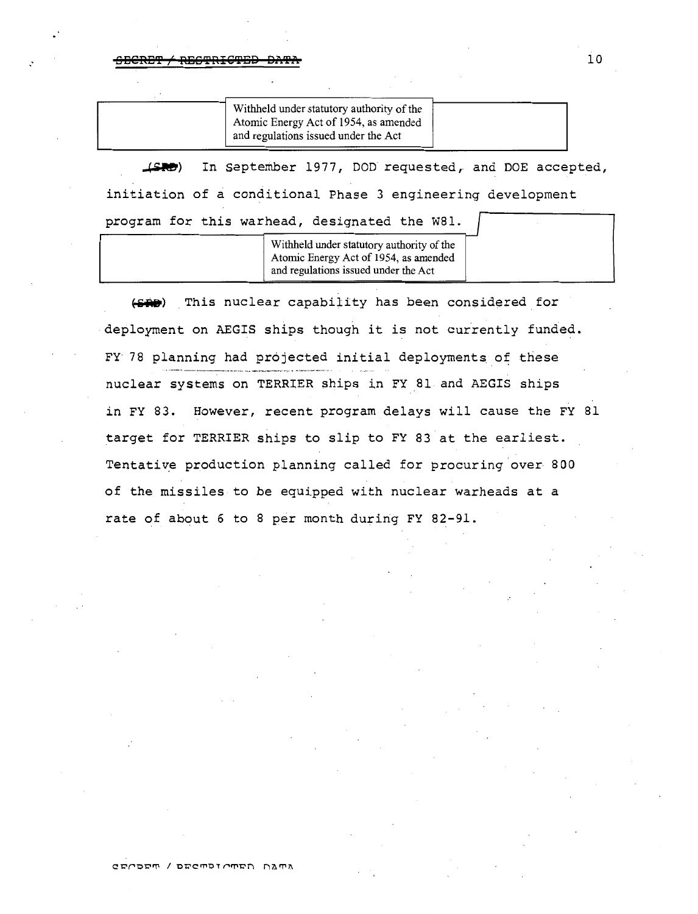Withheld under statutory authority of the Atomic Energy Act of 1954, as amended and regulations issued under the Act

(SRD) In September 1977, DOD requested, and DOE accepted, initiation of a conditional Phase 3 engineering development program for this warhead, designated the W81.

Withheld under statutory authority of the Atomic Energy Act of 1954, as amended and regulations issued under the Act

(SRD) This nuclear capability has been considered for deployment on AEGIS ships though it is not currently funded. FY 78 planning had projected initial deployments of these nuclear systems on TERRIER ships in FY 81 and AEGIS ships in FY 83. However, recent program delays will cause the FY 81 target for TERRIER ships to slip to FY 83 at the earliest. Tentative production planning called for procuring over 800 of the missiles to be equipped with nuclear warheads at a rate of about 6 to 8 per month during FY 82-91.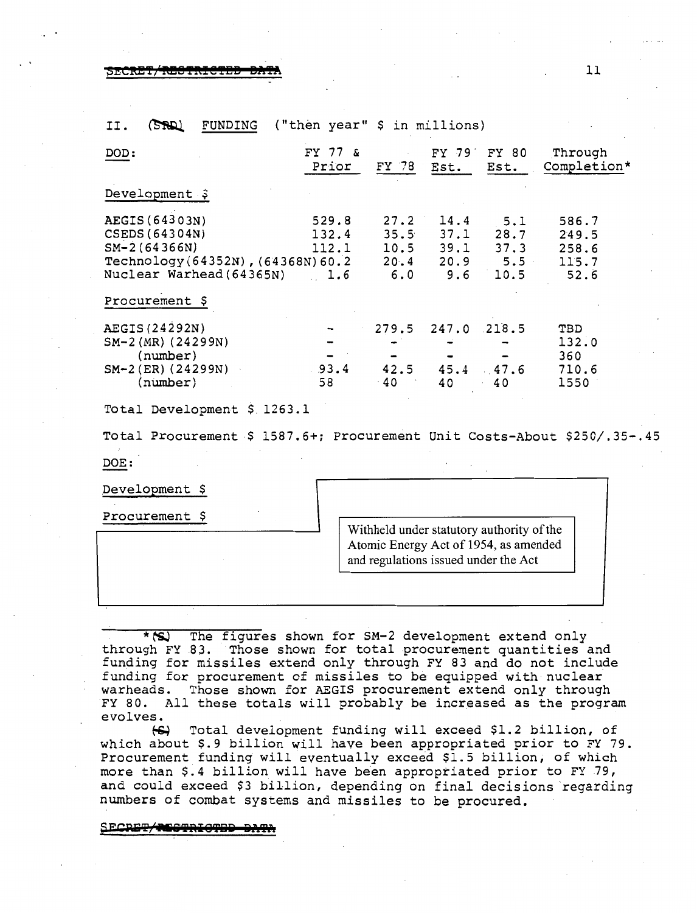## II. (SRD) FUNDING ("then year" $ in millions)

| DOD: | FY 77 & Prior | FY 78 | FY 79 Est. | FY 80 Est. | Through Completion* |
|---|---|---|---|---|---|
| Development $ | | | | | |
| AEGIS(64303N) | 529.8 | 27.2 | 14.4 | 5.1 | 586.7 |
| CSEDS(64304N) | 132.4 | 35.5 | 37.1 | 28.7 | 249.5 |
| SM-2(64366N) | 112.1 | 10.5 | 39.1 | 37.3 | 258.6 |
| Technology(64352N),(64368N) | 60.2 | 20.4 | 20.9 | 5.5 | 115.7 |
| Nuclear Warhead(64365N) | 1.6 | 6.0 | 9.6 | 10.5 | 52.6 |
| Procurement $ | | | | | |
| AEGIS(24292N) | - | 279.5 | 247.0 | 218.5 | TBD |
| SM-2(MR)(24299N) | - | - | - | - | 132.0 |
| (number) | - | - | - | - | 360 |
| SM-2(ER)(24299N) | 93.4 | 42.5 | 45.4 | 47.6 | 710.6 |
| (number) | 58 | 40 | 40 | 40 | 1550 |

Total Development $ 1263.1

Total Procurement $ 1587.6+; Procurement Unit Costs-About $250/.35-.45

DOE:

Development $

Procurement $

Withheld under statutory authority of the Atomic Energy Act of 1954, as amended and regulations issued under the Act

* (S) The figures shown for SM-2 development extend only through FY 83. Those shown for total procurement quantities and funding for missiles extend only through FY 83 and do not include funding for procurement of missiles to be equipped with nuclear warheads. Those shown for AEGIS procurement extend only through FY 80. All these totals will probably be increased as the program evolves.

(S) Total development funding will exceed $1.2 billion, of which about $.9 billion will have been appropriated prior to FY 79. Procurement funding will eventually exceed $1.5 billion, of which more than $.4 billion will have been appropriated prior to FY 79, and could exceed $3 billion, depending on final decisions regarding numbers of combat systems and missiles to be procured.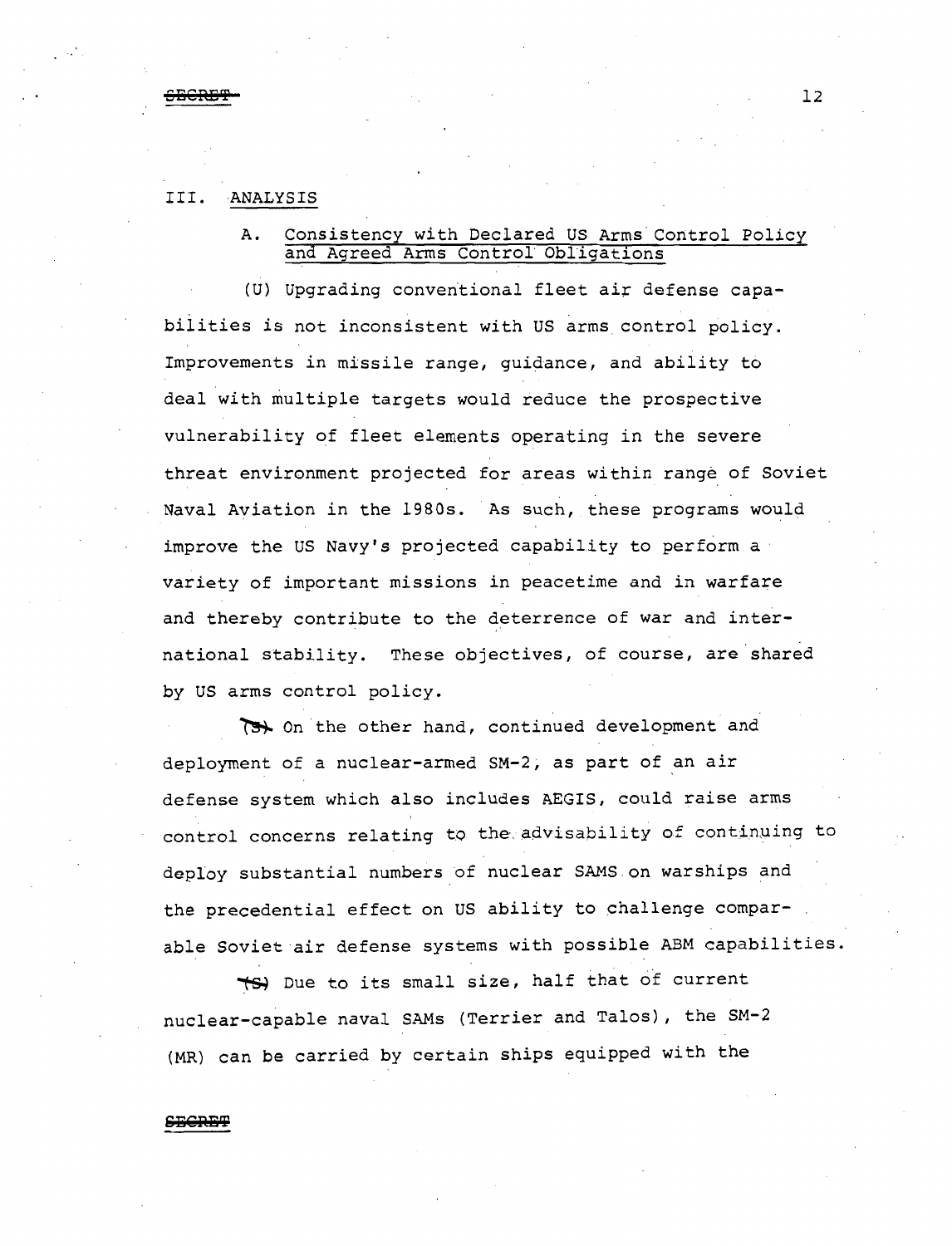## III. ANALYSIS

### A. Consistency with Declared US Arms Control Policy and Agreed Arms Control Obligations

(U) Upgrading conventional fleet air defense capabilities is not inconsistent with US arms control policy. Improvements in missile range, guidance, and ability to deal with multiple targets would reduce the prospective vulnerability of fleet elements operating in the severe threat environment projected for areas within range of Soviet Naval Aviation in the 1980s. As such, these programs would improve the US Navy's projected capability to perform a variety of important missions in peacetime and in warfare and thereby contribute to the deterrence of war and international stability. These objectives, of course, are shared by US arms control policy.

(S) On the other hand, continued development and deployment of a nuclear-armed SM-2, as part of an air defense system which also includes AEGIS, could raise arms control concerns relating to the advisability of continuing to deploy substantial numbers of nuclear SAMS on warships and the precedential effect on US ability to challenge comparable Soviet air defense systems with possible ABM capabilities.

(S) Due to its small size, half that of current nuclear-capable naval SAMs (Terrier and Talos), the SM-2 (MR) can be carried by certain ships equipped with the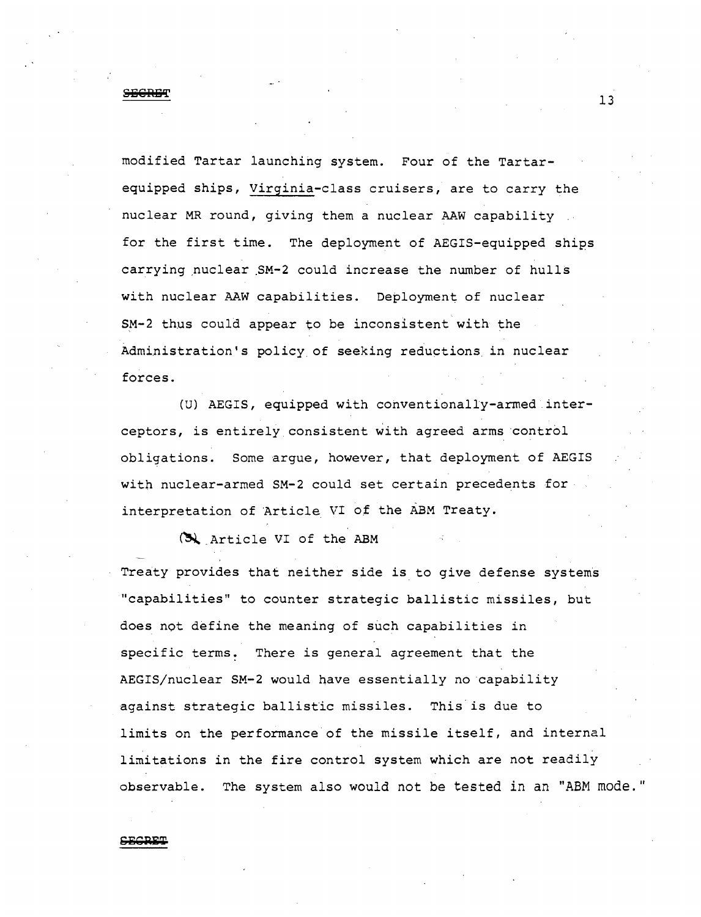modified Tartar launching system. Four of the Tartar-equipped ships, Virginia-class cruisers, are to carry the nuclear MR round, giving them a nuclear AAW capability for the first time. The deployment of AEGIS-equipped ships carrying nuclear SM-2 could increase the number of hulls with nuclear AAW capabilities. Deployment of nuclear SM-2 thus could appear to be inconsistent with the Administration's policy of seeking reductions in nuclear forces.

(U) AEGIS, equipped with conventionally-armed interceptors, is entirely consistent with agreed arms control obligations. Some argue, however, that deployment of AEGIS with nuclear-armed SM-2 could set certain precedents for interpretation of Article VI of the ABM Treaty.

(S) Article VI of the ABM Treaty provides that neither side is to give defense systems "capabilities" to counter strategic ballistic missiles, but does not define the meaning of such capabilities in specific terms. There is general agreement that the AEGIS/nuclear SM-2 would have essentially no capability against strategic ballistic missiles. This is due to limits on the performance of the missile itself, and internal limitations in the fire control system which are not readily observable. The system also would not be tested in an "ABM mode."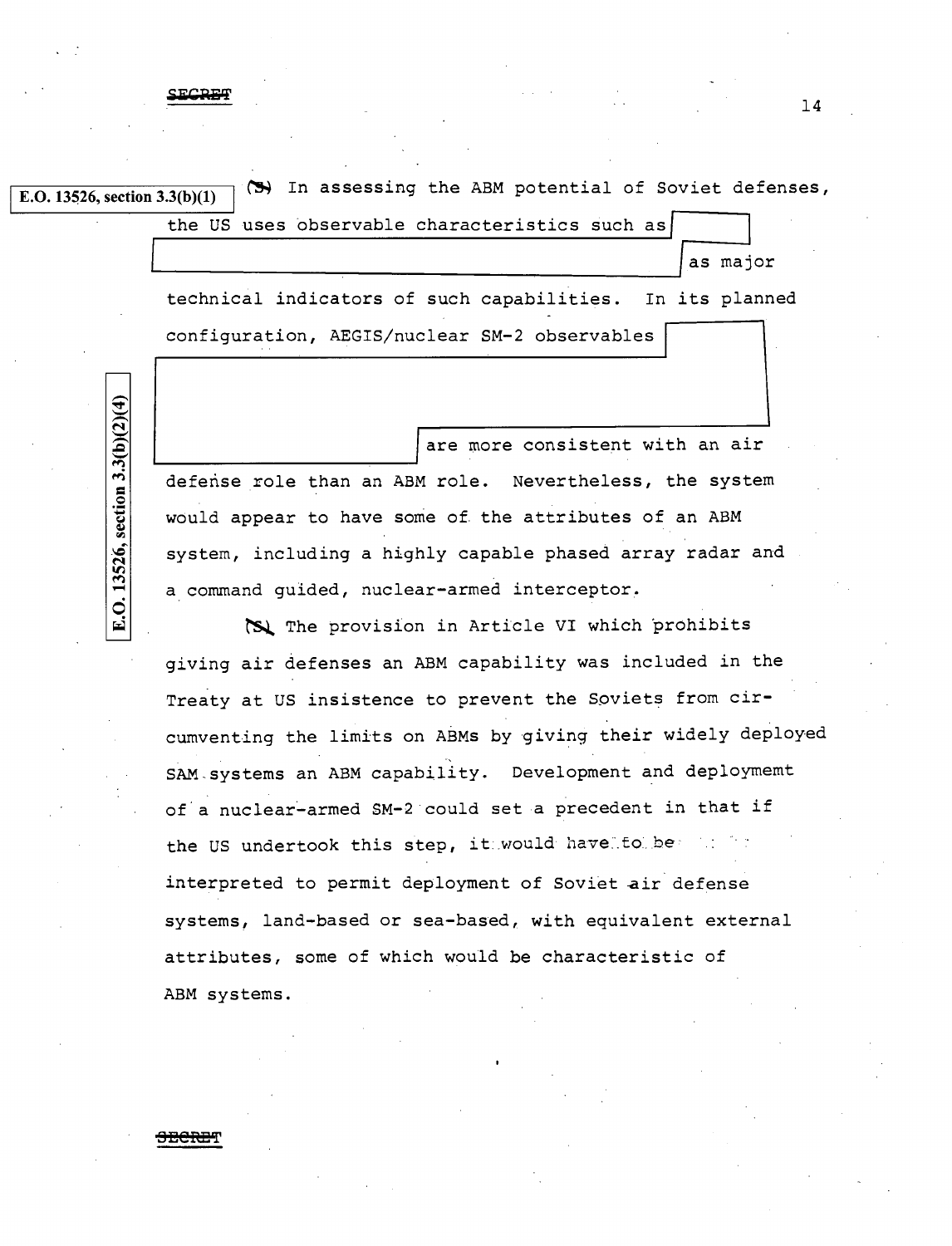SECRET

E.O. 13526, section 3.3(b)(1)

(S) In assessing the ABM potential of Soviet defenses, the US uses observable characteristics such as [redacted] as major technical indicators of such capabilities. In its planned configuration, AEGIS/nuclear SM-2 observables [redacted] are more consistent with an air defense role than an ABM role. Nevertheless, the system would appear to have some of the attributes of an ABM system, including a highly capable phased array radar and a command guided, nuclear-armed interceptor.

E.O. 13526, section 3.3(b)(2)(4)

(S) The provision in Article VI which prohibits giving air defenses an ABM capability was included in the Treaty at US insistence to prevent the Soviets from circumventing the limits on ABMs by giving their widely deployed SAM systems an ABM capability. Development and deploymemt of a nuclear-armed SM-2 could set a precedent in that if the US undertook this step, it would have to be interpreted to permit deployment of Soviet air defense systems, land-based or sea-based, with equivalent external attributes, some of which would be characteristic of ABM systems.

SECRET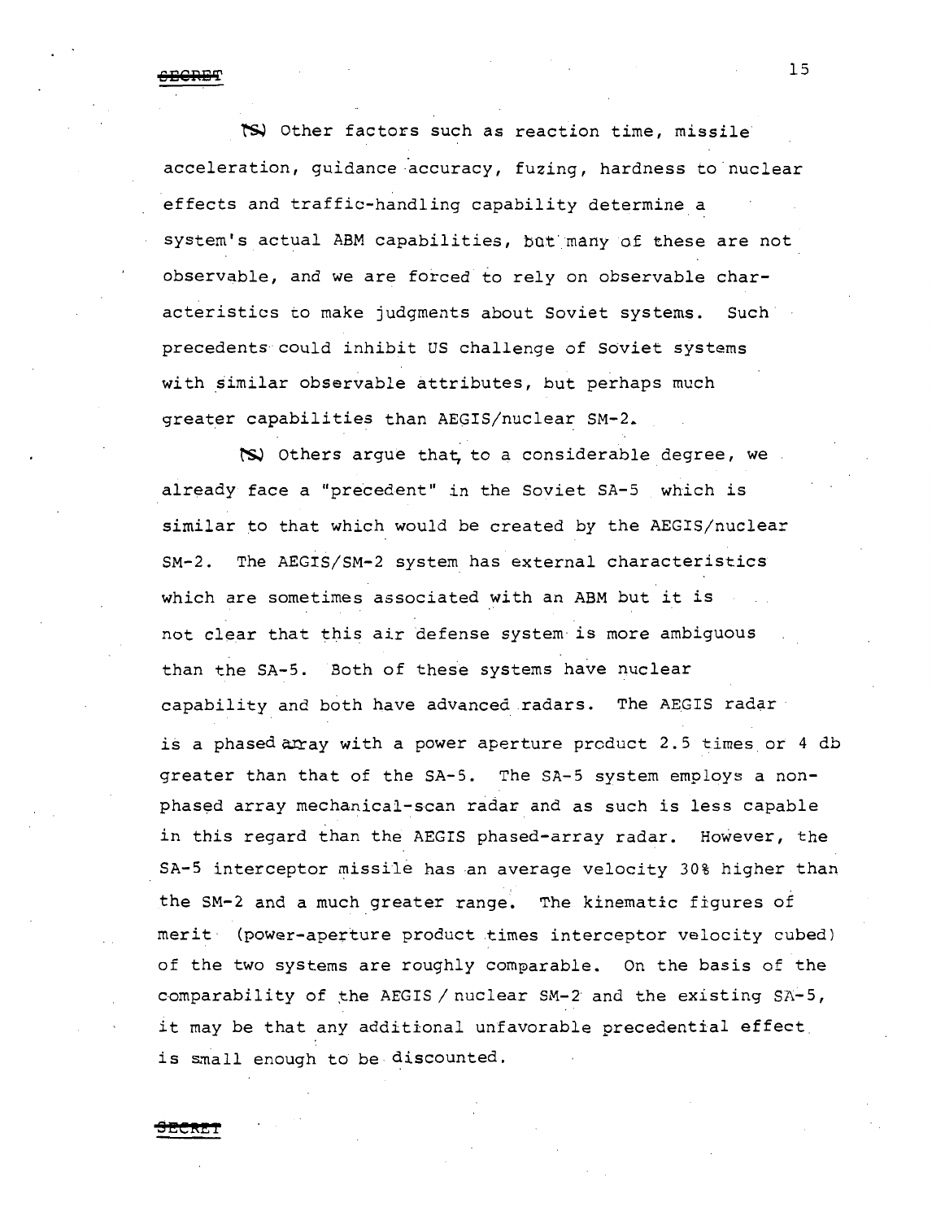(S) Other factors such as reaction time, missile acceleration, guidance accuracy, fuzing, hardness to nuclear effects and traffic-handling capability determine a system's actual ABM capabilities, but many of these are not observable, and we are forced to rely on observable characteristics to make judgments about Soviet systems. Such precedents could inhibit US challenge of Soviet systems with similar observable attributes, but perhaps much greater capabilities than AEGIS/nuclear SM-2.

(S) Others argue that, to a considerable degree, we already face a "precedent" in the Soviet SA-5 which is similar to that which would be created by the AEGIS/nuclear SM-2. The AEGIS/SM-2 system has external characteristics which are sometimes associated with an ABM but it is not clear that this air defense system is more ambiguous than the SA-5. Both of these systems have nuclear capability and both have advanced radars. The AEGIS radar is a phased array with a power aperture product 2.5 times or 4 db greater than that of the SA-5. The SA-5 system employs a non-phased array mechanical-scan radar and as such is less capable in this regard than the AEGIS phased-array radar. However, the SA-5 interceptor missile has an average velocity 30% higher than the SM-2 and a much greater range. The kinematic figures of merit (power-aperture product times interceptor velocity cubed) of the two systems are roughly comparable. On the basis of the comparability of the AEGIS / nuclear SM-2 and the existing SA-5, it may be that any additional unfavorable precedential effect is small enough to be discounted.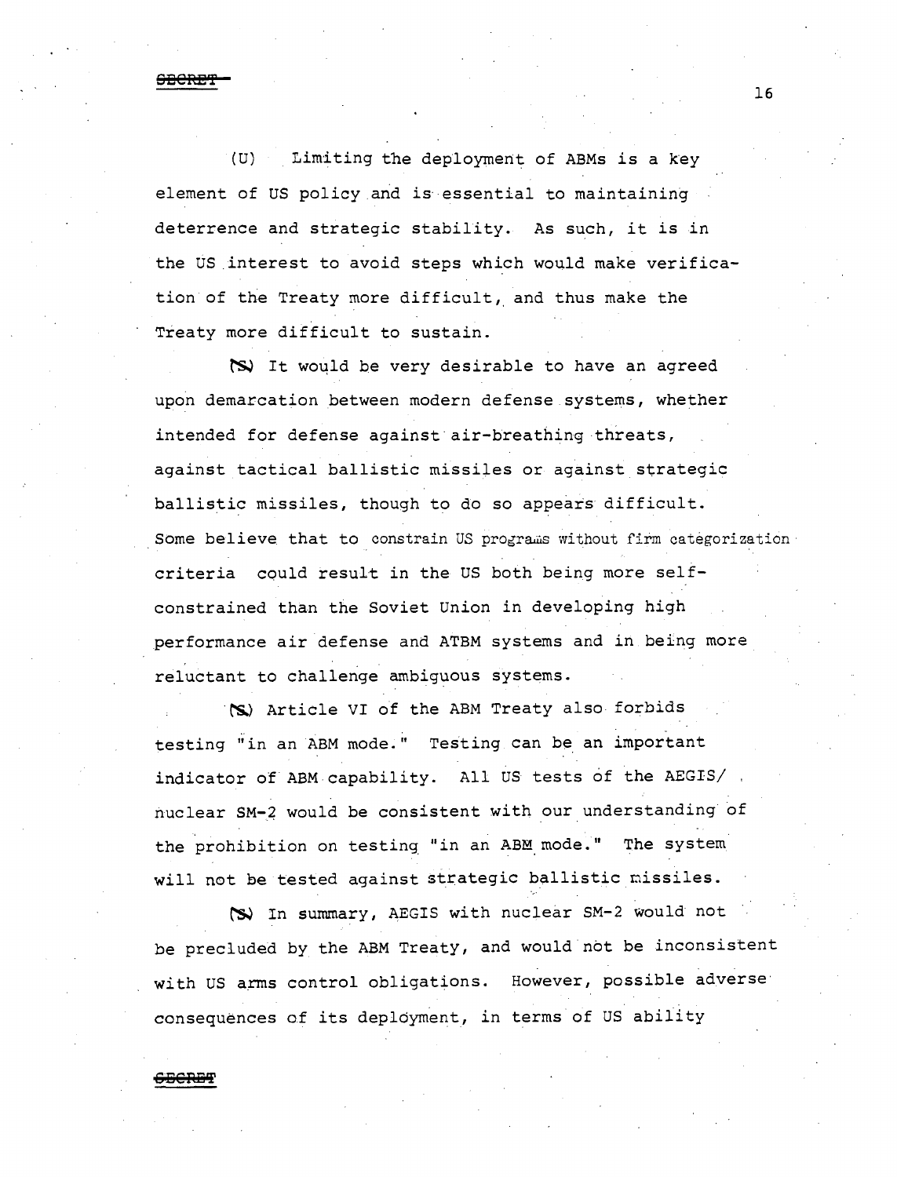(U) Limiting the deployment of ABMs is a key element of US policy and is essential to maintaining deterrence and strategic stability. As such, it is in the US interest to avoid steps which would make verification of the Treaty more difficult, and thus make the Treaty more difficult to sustain.

(S) It would be very desirable to have an agreed upon demarcation between modern defense systems, whether intended for defense against air-breathing threats, against tactical ballistic missiles or against strategic ballistic missiles, though to do so appears difficult. Some believe that to constrain US programs without firm categorization criteria could result in the US both being more self-constrained than the Soviet Union in developing high performance air defense and ATBM systems and in being more reluctant to challenge ambiguous systems.

(S) Article VI of the ABM Treaty also forbids testing "in an ABM mode." Testing can be an important indicator of ABM capability. All US tests of the AEGIS/nuclear SM-2 would be consistent with our understanding of the prohibition on testing "in an ABM mode." The system will not be tested against strategic ballistic missiles.

(S) In summary, AEGIS with nuclear SM-2 would not be precluded by the ABM Treaty, and would not be inconsistent with US arms control obligations. However, possible adverse consequences of its deployment, in terms of US ability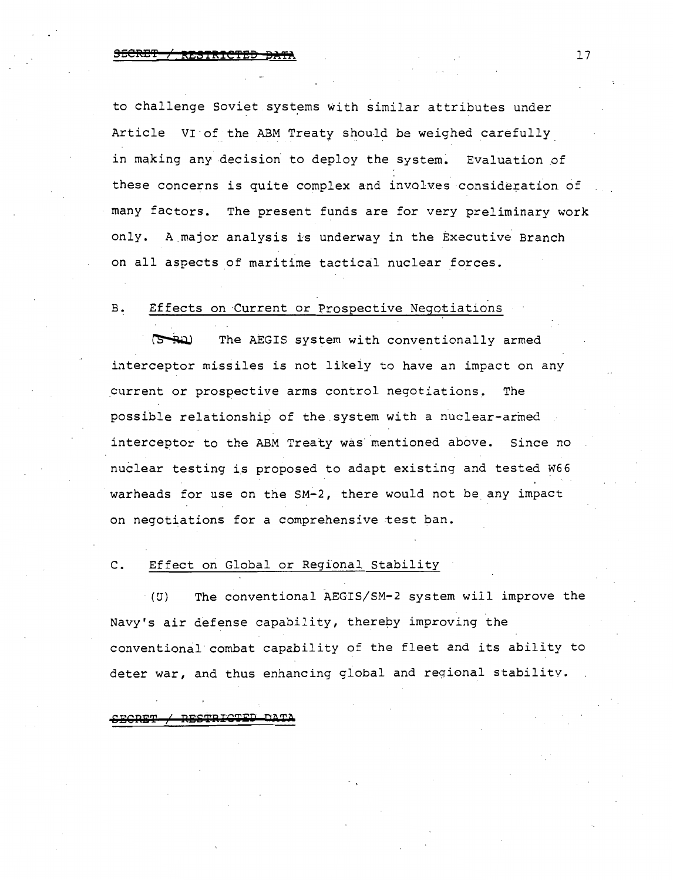to challenge Soviet systems with similar attributes under Article VI of the ABM Treaty should be weighed carefully in making any decision to deploy the system. Evaluation of these concerns is quite complex and involves consideration of many factors. The present funds are for very preliminary work only. A major analysis is underway in the Executive Branch on all aspects of maritime tactical nuclear forces.

B. Effects on Current or Prospective Negotiations

(S-RD) The AEGIS system with conventionally armed interceptor missiles is not likely to have an impact on any current or prospective arms control negotiations. The possible relationship of the system with a nuclear-armed interceptor to the ABM Treaty was mentioned above. Since no nuclear testing is proposed to adapt existing and tested W66 warheads for use on the SM-2, there would not be any impact on negotiations for a comprehensive test ban.

C. Effect on Global or Regional Stability

(U) The conventional AEGIS/SM-2 system will improve the Navy's air defense capability, thereby improving the conventional combat capability of the fleet and its ability to deter war, and thus enhancing global and regional stability.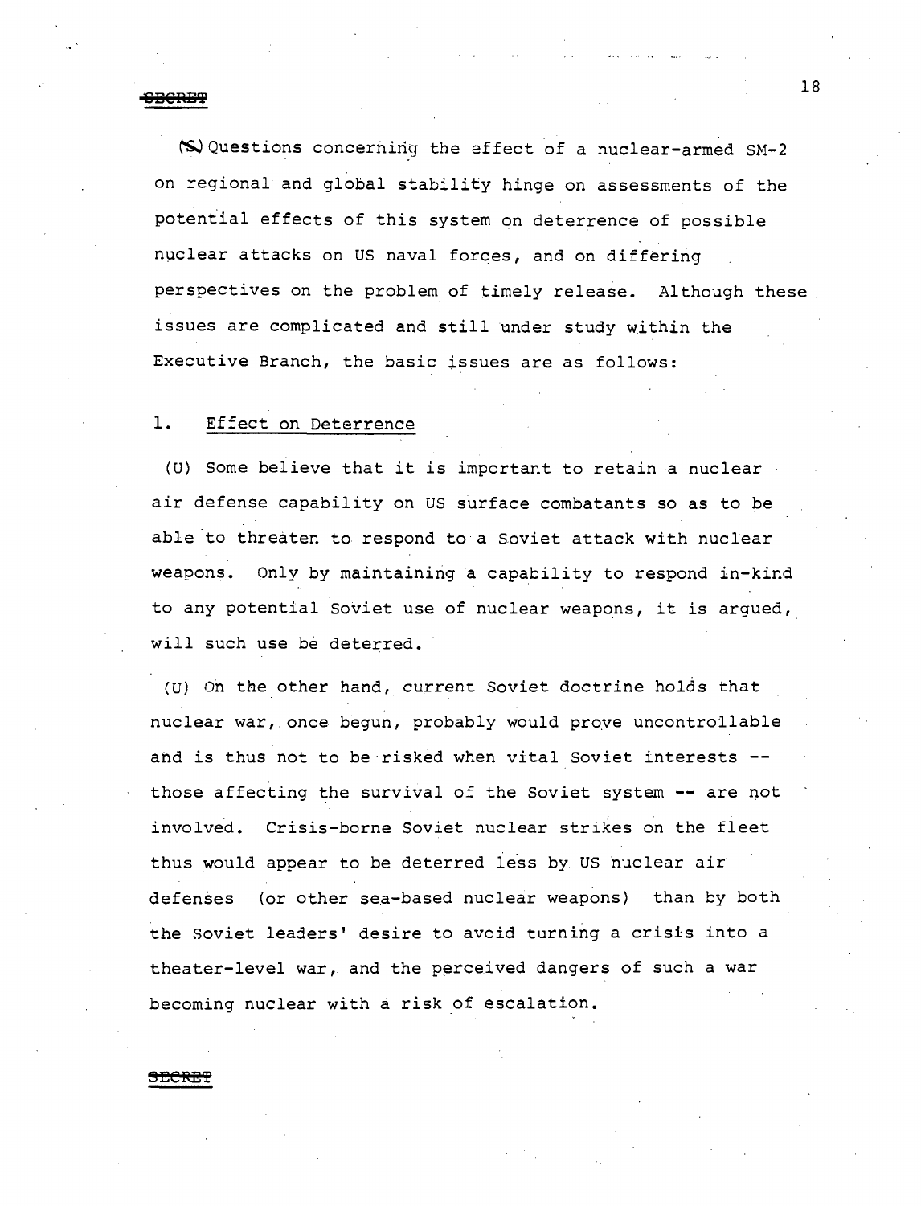(S) Questions concerning the effect of a nuclear-armed SM-2 on regional and global stability hinge on assessments of the potential effects of this system on deterrence of possible nuclear attacks on US naval forces, and on differing perspectives on the problem of timely release. Although these issues are complicated and still under study within the Executive Branch, the basic issues are as follows:

1. Effect on Deterrence

(U) Some believe that it is important to retain a nuclear air defense capability on US surface combatants so as to be able to threaten to respond to a Soviet attack with nuclear weapons. Only by maintaining a capability to respond in-kind to any potential Soviet use of nuclear weapons, it is argued, will such use be deterred.

(U) On the other hand, current Soviet doctrine holds that nuclear war, once begun, probably would prove uncontrollable and is thus not to be risked when vital Soviet interests -- those affecting the survival of the Soviet system -- are not involved. Crisis-borne Soviet nuclear strikes on the fleet thus would appear to be deterred less by US nuclear air defenses (or other sea-based nuclear weapons) than by both the Soviet leaders' desire to avoid turning a crisis into a theater-level war, and the perceived dangers of such a war becoming nuclear with a risk of escalation.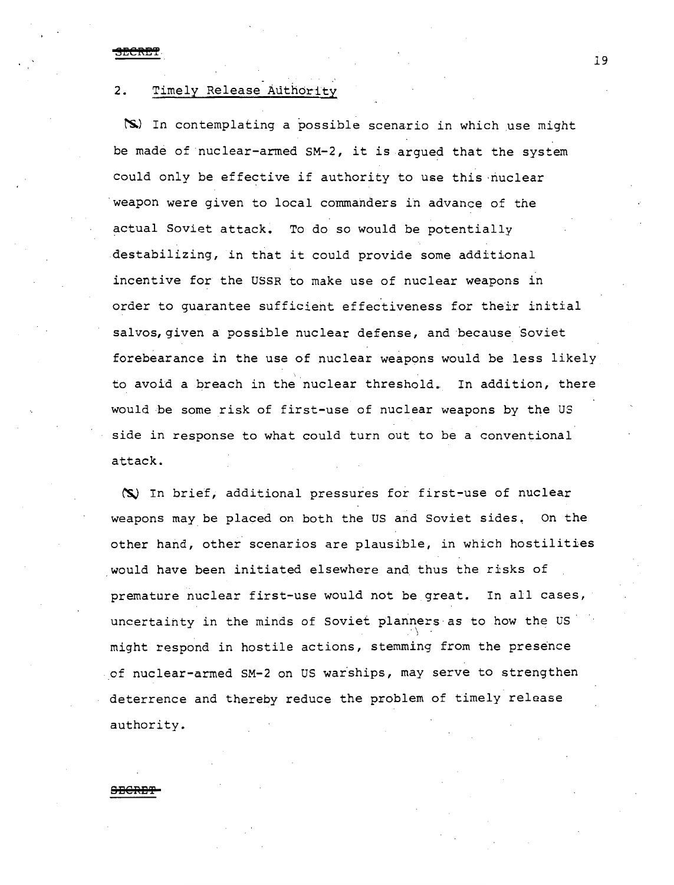## 2. Timely Release Authority

(S) In contemplating a possible scenario in which use might be made of nuclear-armed SM-2, it is argued that the system could only be effective if authority to use this nuclear weapon were given to local commanders in advance of the actual Soviet attack. To do so would be potentially destabilizing, in that it could provide some additional incentive for the USSR to make use of nuclear weapons in order to guarantee sufficient effectiveness for their initial salvos, given a possible nuclear defense, and because Soviet forebearance in the use of nuclear weapons would be less likely to avoid a breach in the nuclear threshold. In addition, there would be some risk of first-use of nuclear weapons by the US side in response to what could turn out to be a conventional attack.

(S) In brief, additional pressures for first-use of nuclear weapons may be placed on both the US and Soviet sides. On the other hand, other scenarios are plausible, in which hostilities would have been initiated elsewhere and thus the risks of premature nuclear first-use would not be great. In all cases, uncertainty in the minds of Soviet planners as to how the US might respond in hostile actions, stemming from the presence of nuclear-armed SM-2 on US warships, may serve to strengthen deterrence and thereby reduce the problem of timely release authority.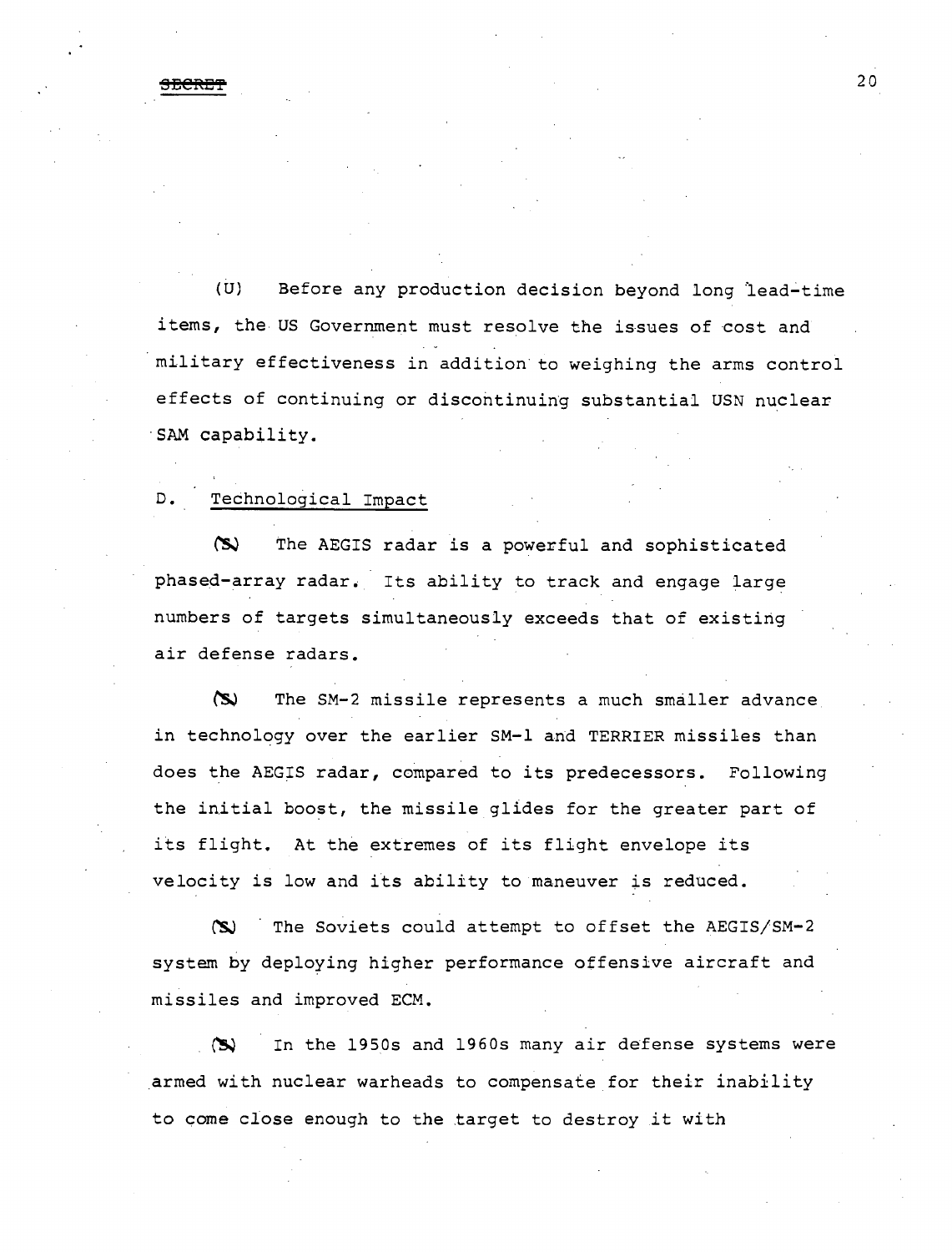(U) Before any production decision beyond long lead-time items, the US Government must resolve the issues of cost and military effectiveness in addition to weighing the arms control effects of continuing or discontinuing substantial USN nuclear SAM capability.

D. Technological Impact

(S) The AEGIS radar is a powerful and sophisticated phased-array radar. Its ability to track and engage large numbers of targets simultaneously exceeds that of existing air defense radars.

(S) The SM-2 missile represents a much smaller advance in technology over the earlier SM-1 and TERRIER missiles than does the AEGIS radar, compared to its predecessors. Following the initial boost, the missile glides for the greater part of its flight. At the extremes of its flight envelope its velocity is low and its ability to maneuver is reduced.

(S) The Soviets could attempt to offset the AEGIS/SM-2 system by deploying higher performance offensive aircraft and missiles and improved ECM.

(S) In the 1950s and 1960s many air defense systems were armed with nuclear warheads to compensate for their inability to come close enough to the target to destroy it with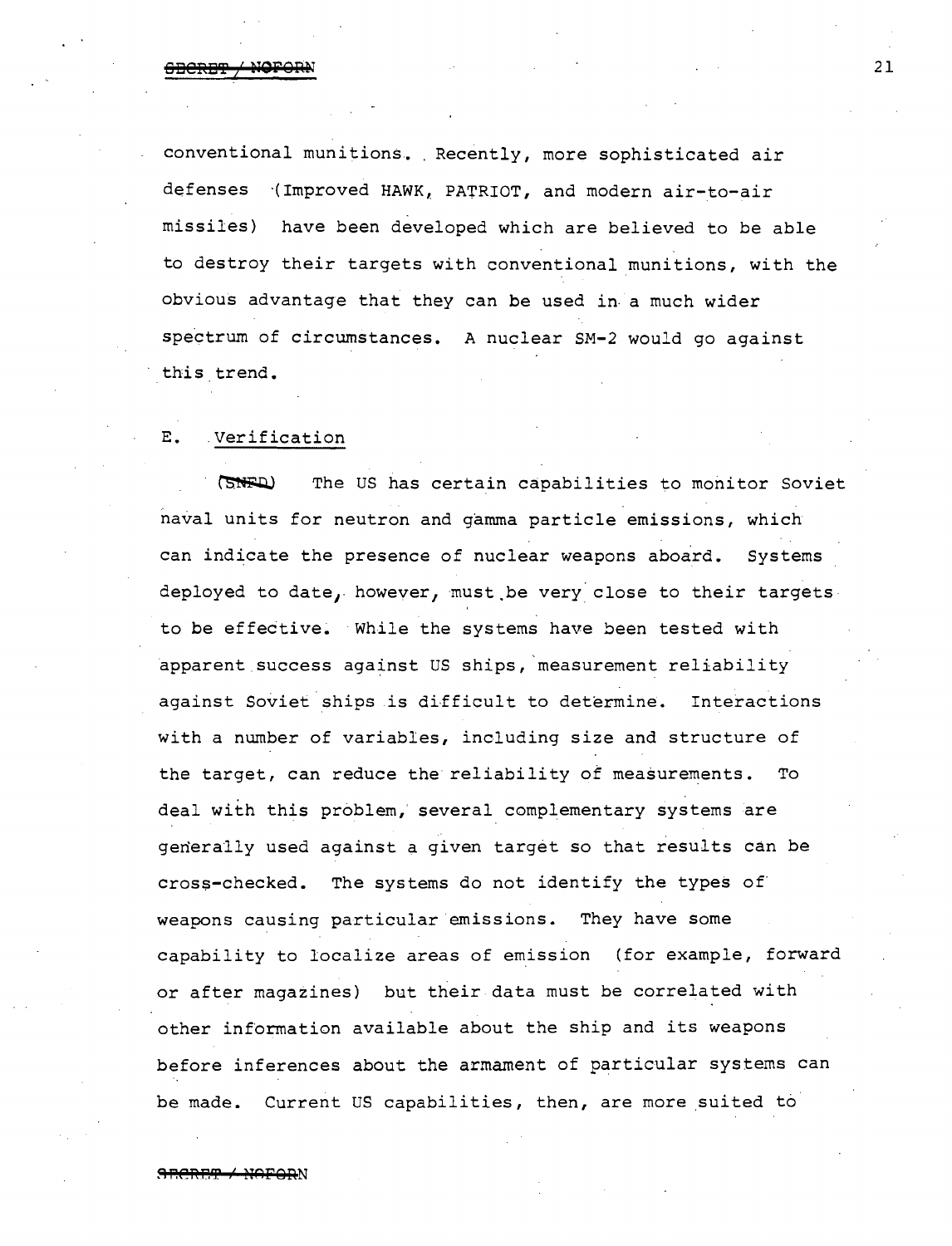conventional munitions. Recently, more sophisticated air defenses (Improved HAWK, PATRIOT, and modern air-to-air missiles) have been developed which are believed to be able to destroy their targets with conventional munitions, with the obvious advantage that they can be used in a much wider spectrum of circumstances. A nuclear SM-2 would go against this trend.

## E. Verification

(SNFD) The US has certain capabilities to monitor Soviet naval units for neutron and gamma particle emissions, which can indicate the presence of nuclear weapons aboard. Systems deployed to date, however, must be very close to their targets to be effective. While the systems have been tested with apparent success against US ships, measurement reliability against Soviet ships is difficult to determine. Interactions with a number of variables, including size and structure of the target, can reduce the reliability of measurements. To deal with this problem, several complementary systems are generally used against a given target so that results can be cross-checked. The systems do not identify the types of weapons causing particular emissions. They have some capability to localize areas of emission (for example, forward or after magazines) but their data must be correlated with other information available about the ship and its weapons before inferences about the armament of particular systems can be made. Current US capabilities, then, are more suited to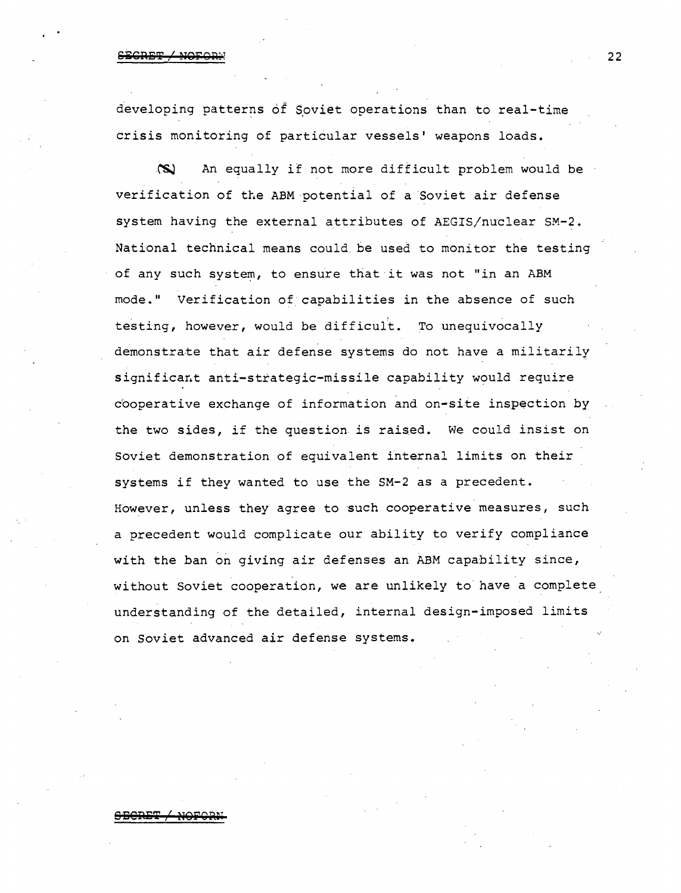developing patterns of Soviet operations than to real-time crisis monitoring of particular vessels' weapons loads.

(S) An equally if not more difficult problem would be verification of the ABM potential of a Soviet air defense system having the external attributes of AEGIS/nuclear SM-2. National technical means could be used to monitor the testing of any such system, to ensure that it was not "in an ABM mode." Verification of capabilities in the absence of such testing, however, would be difficult. To unequivocally demonstrate that air defense systems do not have a militarily significant anti-strategic-missile capability would require cooperative exchange of information and on-site inspection by the two sides, if the question is raised. We could insist on Soviet demonstration of equivalent internal limits on their systems if they wanted to use the SM-2 as a precedent. However, unless they agree to such cooperative measures, such a precedent would complicate our ability to verify compliance with the ban on giving air defenses an ABM capability since, without Soviet cooperation, we are unlikely to have a complete understanding of the detailed, internal design-imposed limits on Soviet advanced air defense systems.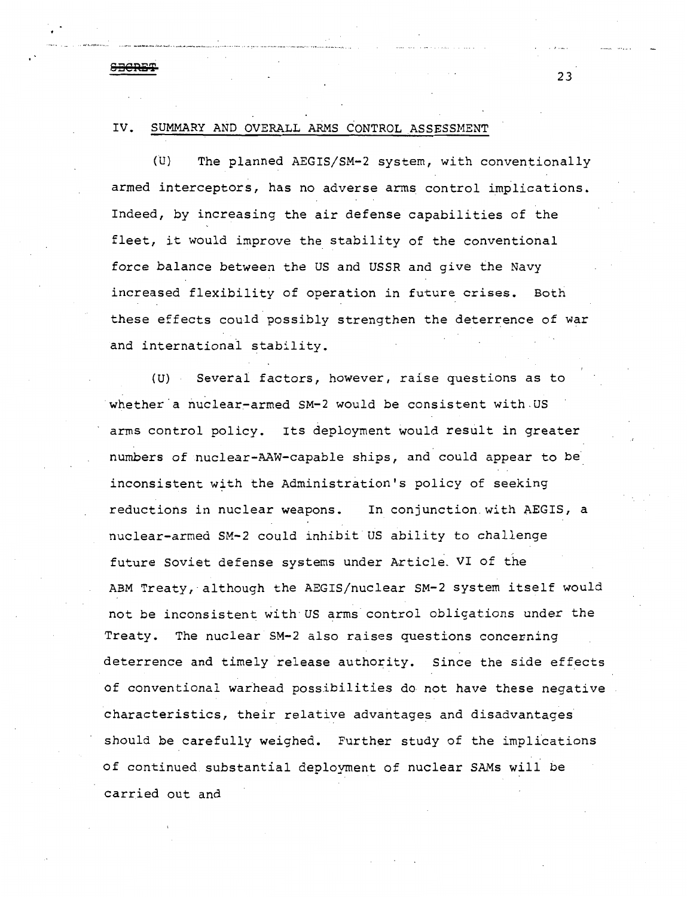## IV. SUMMARY AND OVERALL ARMS CONTROL ASSESSMENT

(U) The planned AEGIS/SM-2 system, with conventionally armed interceptors, has no adverse arms control implications. Indeed, by increasing the air defense capabilities of the fleet, it would improve the stability of the conventional force balance between the US and USSR and give the Navy increased flexibility of operation in future crises. Both these effects could possibly strengthen the deterrence of war and international stability.

(U) Several factors, however, raise questions as to whether a nuclear-armed SM-2 would be consistent with US arms control policy. Its deployment would result in greater numbers of nuclear-AAW-capable ships, and could appear to be inconsistent with the Administration's policy of seeking reductions in nuclear weapons. In conjunction with AEGIS, a nuclear-armed SM-2 could inhibit US ability to challenge future Soviet defense systems under Article VI of the ABM Treaty, although the AEGIS/nuclear SM-2 system itself would not be inconsistent with US arms control obligations under the Treaty. The nuclear SM-2 also raises questions concerning deterrence and timely release authority. Since the side effects of conventional warhead possibilities do not have these negative characteristics, their relative advantages and disadvantages should be carefully weighed. Further study of the implications of continued substantial deployment of nuclear SAMs will be carried out and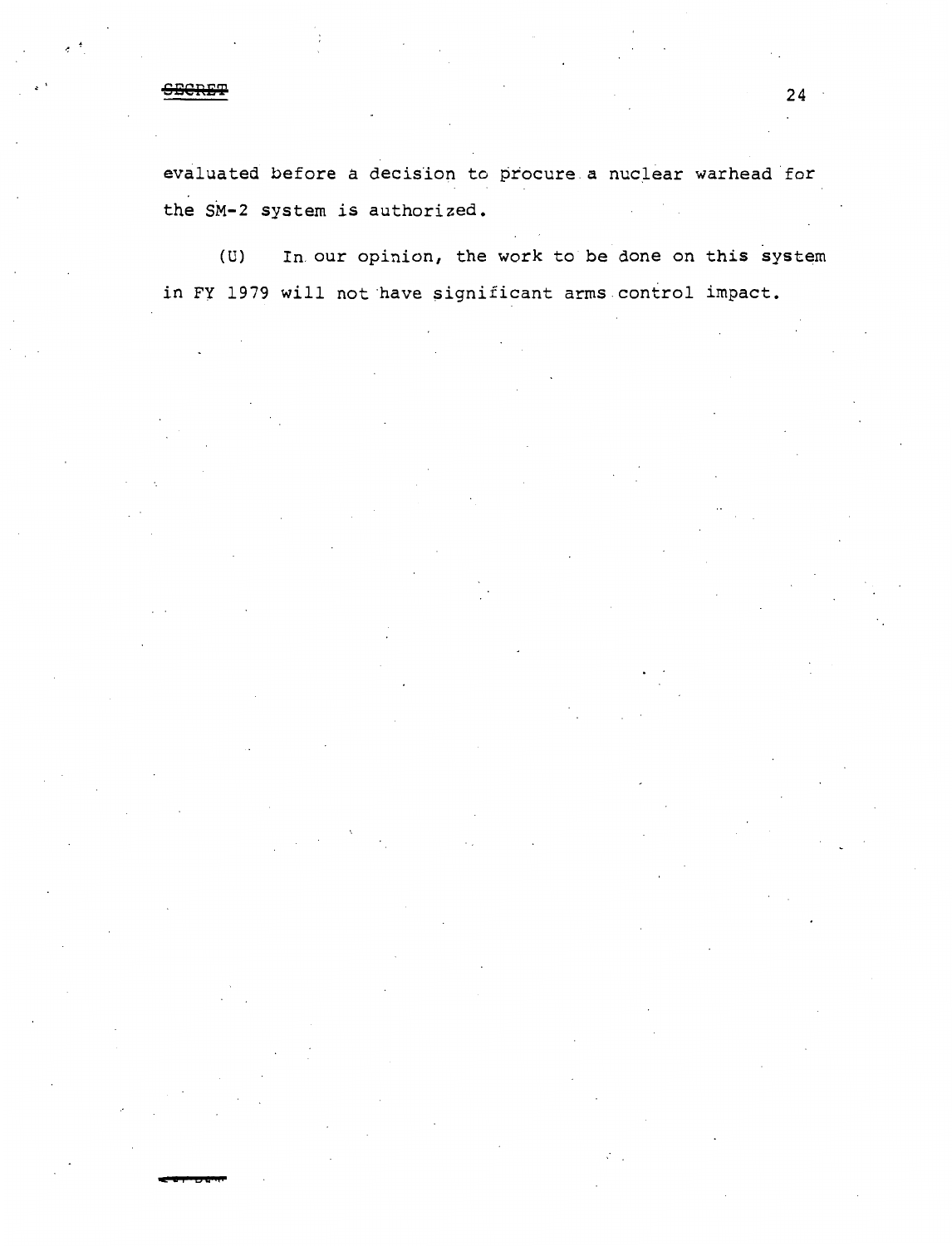evaluated before a decision to procure a nuclear warhead for the SM-2 system is authorized.

(U) In our opinion, the work to be done on this system in FY 1979 will not have significant arms control impact.